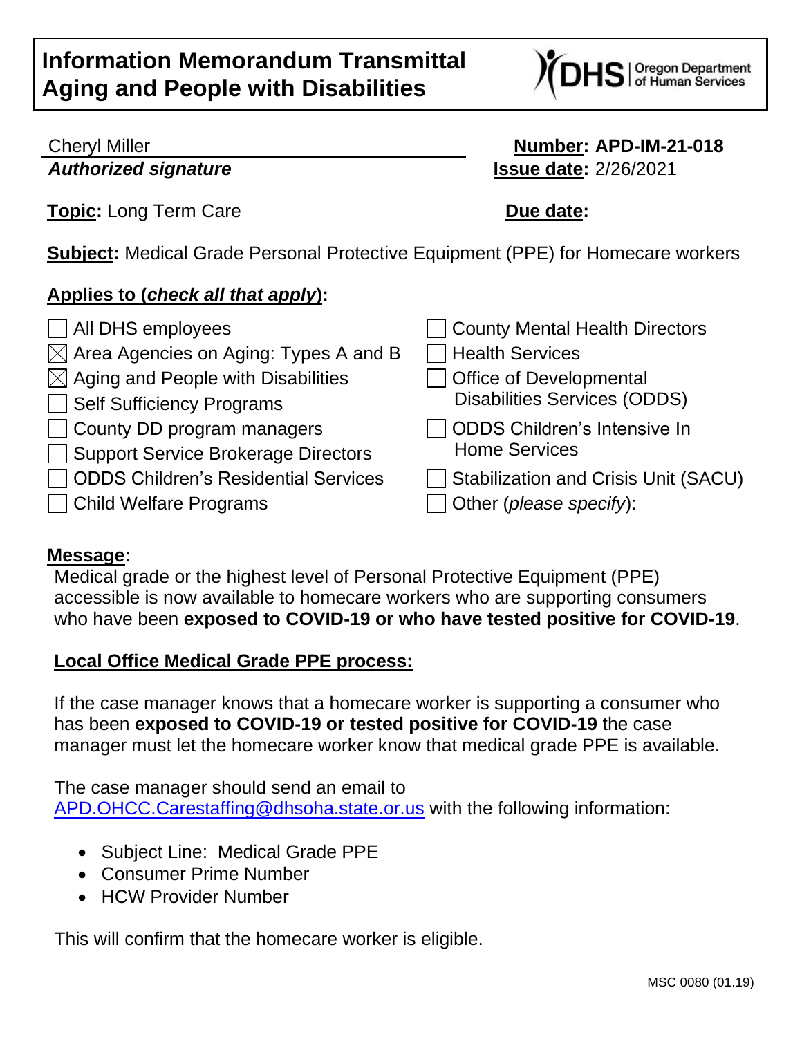# Information Memorandum Transmittal
# Aging and People with Disabilities

Oregon Department of Human Services

Cheryl Miller
***Authorized signature***

**Number:** **APD-IM-21-018**
**Issue date:** 2/26/2021

**Topic:** Long Term Care

**Due date:**

**Subject:** Medical Grade Personal Protective Equipment (PPE) for Homecare workers

**Applies to (*check all that apply*):**

- ☐ All DHS employees
- ☒ Area Agencies on Aging: Types A and B
- ☒ Aging and People with Disabilities
- ☐ Self Sufficiency Programs
- ☐ County DD program managers
- ☐ Support Service Brokerage Directors
- ☐ ODDS Children's Residential Services
- ☐ Child Welfare Programs
- ☐ County Mental Health Directors
- ☐ Health Services
- ☐ Office of Developmental Disabilities Services (ODDS)
- ☐ ODDS Children's Intensive In Home Services
- ☐ Stabilization and Crisis Unit (SACU)
- ☐ Other (*please specify*):

**Message:**

Medical grade or the highest level of Personal Protective Equipment (PPE) accessible is now available to homecare workers who are supporting consumers who have been **exposed to COVID-19 or who have tested positive for COVID-19**.

**Local Office Medical Grade PPE process:**

If the case manager knows that a homecare worker is supporting a consumer who has been **exposed to COVID-19 or tested positive for COVID-19** the case manager must let the homecare worker know that medical grade PPE is available.

The case manager should send an email to APD.OHCC.Carestaffing@dhsoha.state.or.us with the following information:

- Subject Line: Medical Grade PPE
- Consumer Prime Number
- HCW Provider Number

This will confirm that the homecare worker is eligible.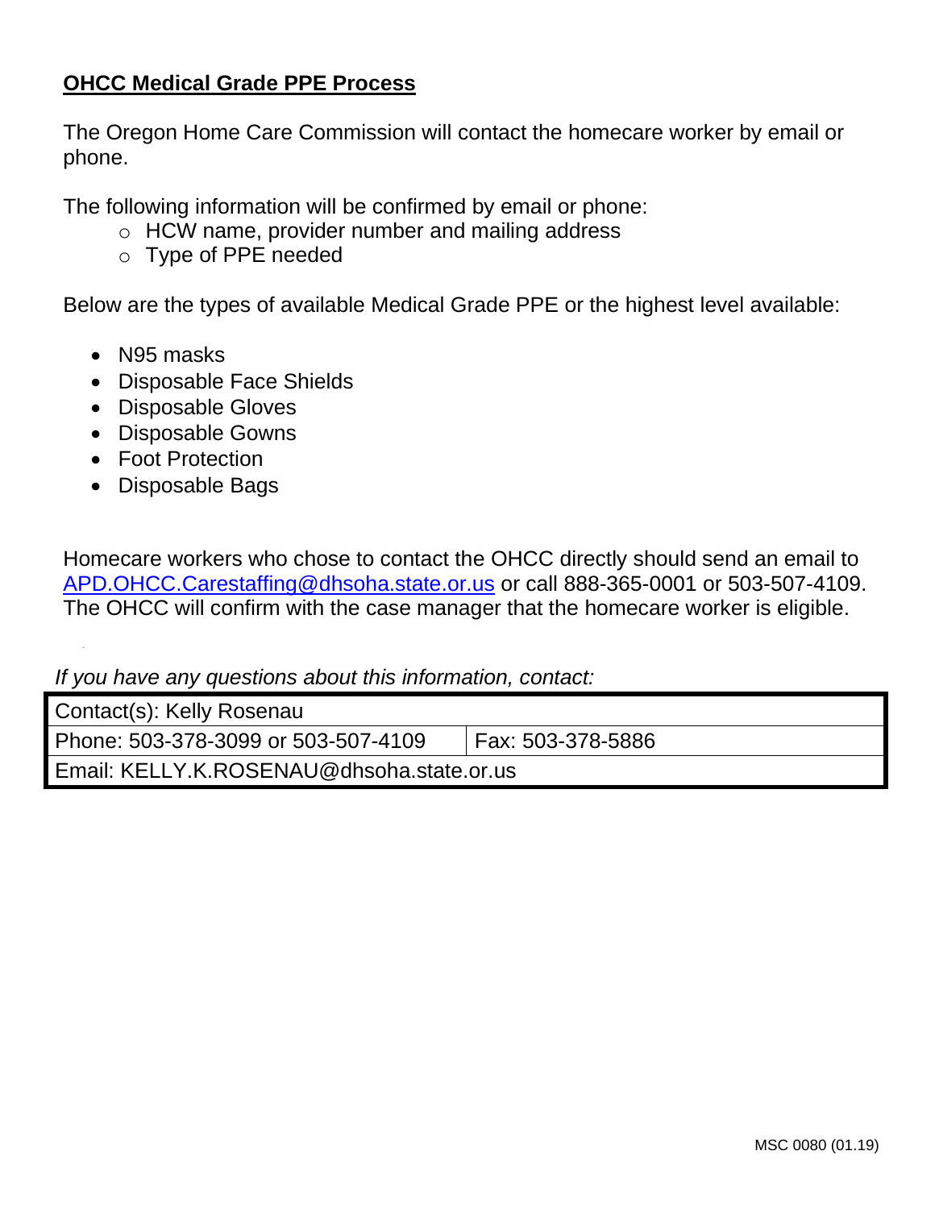**OHCC Medical Grade PPE Process**

The Oregon Home Care Commission will contact the homecare worker by email or phone.

The following information will be confirmed by email or phone:

- HCW name, provider number and mailing address
- Type of PPE needed

Below are the types of available Medical Grade PPE or the highest level available:

- N95 masks
- Disposable Face Shields
- Disposable Gloves
- Disposable Gowns
- Foot Protection
- Disposable Bags

Homecare workers who chose to contact the OHCC directly should send an email to APD.OHCC.Carestaffing@dhsoha.state.or.us or call 888-365-0001 or 503-507-4109. The OHCC will confirm with the case manager that the homecare worker is eligible.

*If you have any questions about this information, contact:*

| | |
|---|---|
| Contact(s): Kelly Rosenau | |
| Phone: 503-378-3099 or 503-507-4109 | Fax: 503-378-5886 |
| Email: KELLY.K.ROSENAU@dhsoha.state.or.us | |

MSC 0080 (01.19)